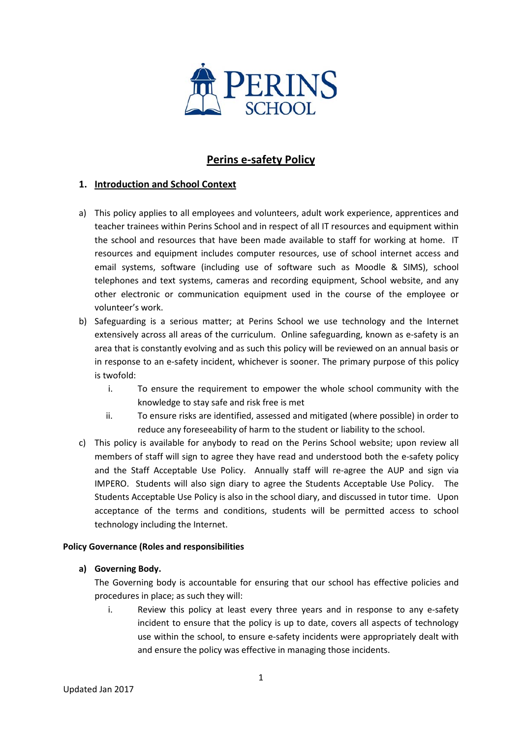PERINS SCHOOL

# Perins e-safety Policy

## 1. Introduction and School Context

a) This policy applies to all employees and volunteers, adult work experience, apprentices and teacher trainees within Perins School and in respect of all IT resources and equipment within the school and resources that have been made available to staff for working at home. IT resources and equipment includes computer resources, use of school internet access and email systems, software (including use of software such as Moodle & SIMS), school telephones and text systems, cameras and recording equipment, School website, and any other electronic or communication equipment used in the course of the employee or volunteer's work.

b) Safeguarding is a serious matter; at Perins School we use technology and the Internet extensively across all areas of the curriculum. Online safeguarding, known as e-safety is an area that is constantly evolving and as such this policy will be reviewed on an annual basis or in response to an e-safety incident, whichever is sooner. The primary purpose of this policy is twofold:

   i. To ensure the requirement to empower the whole school community with the knowledge to stay safe and risk free is met
   
   ii. To ensure risks are identified, assessed and mitigated (where possible) in order to reduce any foreseeability of harm to the student or liability to the school.

c) This policy is available for anybody to read on the Perins School website; upon review all members of staff will sign to agree they have read and understood both the e-safety policy and the Staff Acceptable Use Policy. Annually staff will re-agree the AUP and sign via IMPERO. Students will also sign diary to agree the Students Acceptable Use Policy. The Students Acceptable Use Policy is also in the school diary, and discussed in tutor time. Upon acceptance of the terms and conditions, students will be permitted access to school technology including the Internet.

**Policy Governance (Roles and responsibilities**

**a) Governing Body.**

The Governing body is accountable for ensuring that our school has effective policies and procedures in place; as such they will:

   i. Review this policy at least every three years and in response to any e-safety incident to ensure that the policy is up to date, covers all aspects of technology use within the school, to ensure e-safety incidents were appropriately dealt with and ensure the policy was effective in managing those incidents.

Updated Jan 2017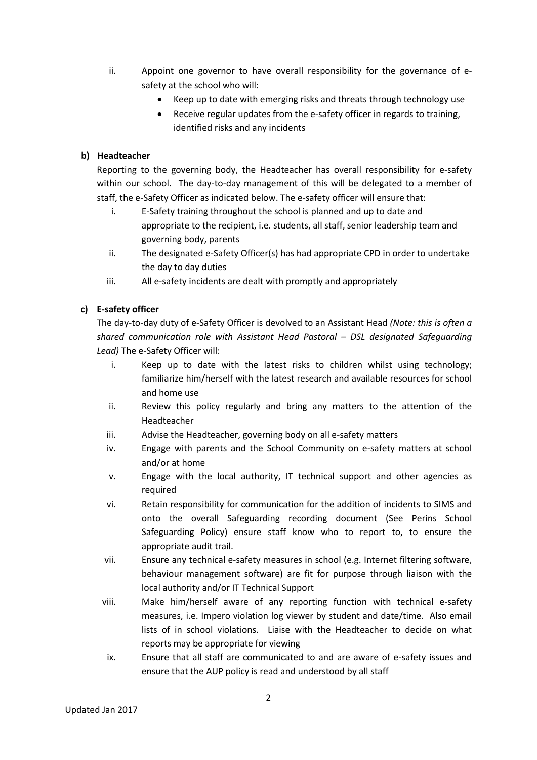ii. Appoint one governor to have overall responsibility for the governance of e-safety at the school who will:
    - Keep up to date with emerging risks and threats through technology use
    - Receive regular updates from the e-safety officer in regards to training, identified risks and any incidents

**b) Headteacher**

Reporting to the governing body, the Headteacher has overall responsibility for e-safety within our school. The day-to-day management of this will be delegated to a member of staff, the e-Safety Officer as indicated below. The e-safety officer will ensure that:

i. E-Safety training throughout the school is planned and up to date and appropriate to the recipient, i.e. students, all staff, senior leadership team and governing body, parents
ii. The designated e-Safety Officer(s) has had appropriate CPD in order to undertake the day to day duties
iii. All e-safety incidents are dealt with promptly and appropriately

**c) E-safety officer**

The day-to-day duty of e-Safety Officer is devolved to an Assistant Head *(Note: this is often a shared communication role with Assistant Head Pastoral – DSL designated Safeguarding Lead)* The e-Safety Officer will:

i. Keep up to date with the latest risks to children whilst using technology; familiarize him/herself with the latest research and available resources for school and home use
ii. Review this policy regularly and bring any matters to the attention of the Headteacher
iii. Advise the Headteacher, governing body on all e-safety matters
iv. Engage with parents and the School Community on e-safety matters at school and/or at home
v. Engage with the local authority, IT technical support and other agencies as required
vi. Retain responsibility for communication for the addition of incidents to SIMS and onto the overall Safeguarding recording document (See Perins School Safeguarding Policy) ensure staff know who to report to, to ensure the appropriate audit trail.
vii. Ensure any technical e-safety measures in school (e.g. Internet filtering software, behaviour management software) are fit for purpose through liaison with the local authority and/or IT Technical Support
viii. Make him/herself aware of any reporting function with technical e-safety measures, i.e. Impero violation log viewer by student and date/time. Also email lists of in school violations. Liaise with the Headteacher to decide on what reports may be appropriate for viewing
ix. Ensure that all staff are communicated to and are aware of e-safety issues and ensure that the AUP policy is read and understood by all staff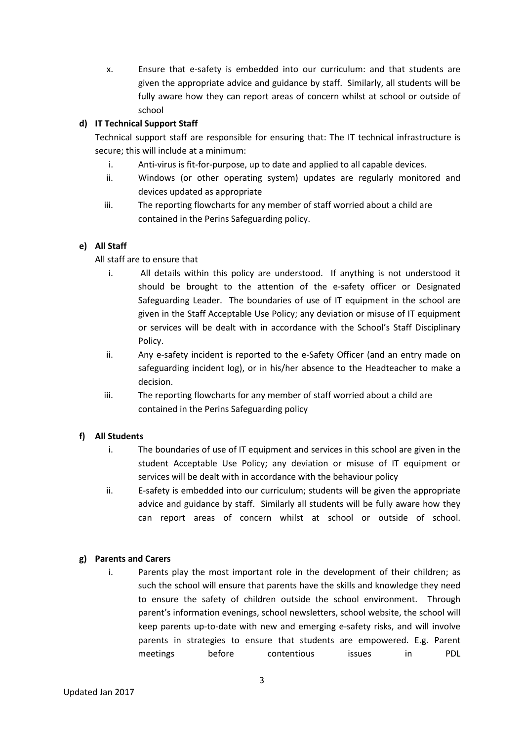x. Ensure that e-safety is embedded into our curriculum: and that students are given the appropriate advice and guidance by staff. Similarly, all students will be fully aware how they can report areas of concern whilst at school or outside of school

**d) IT Technical Support Staff**

Technical support staff are responsible for ensuring that: The IT technical infrastructure is secure; this will include at a minimum:

i. Anti-virus is fit-for-purpose, up to date and applied to all capable devices.
ii. Windows (or other operating system) updates are regularly monitored and devices updated as appropriate
iii. The reporting flowcharts for any member of staff worried about a child are contained in the Perins Safeguarding policy.

**e) All Staff**

All staff are to ensure that

i. All details within this policy are understood. If anything is not understood it should be brought to the attention of the e-safety officer or Designated Safeguarding Leader. The boundaries of use of IT equipment in the school are given in the Staff Acceptable Use Policy; any deviation or misuse of IT equipment or services will be dealt with in accordance with the School's Staff Disciplinary Policy.
ii. Any e-safety incident is reported to the e-Safety Officer (and an entry made on safeguarding incident log), or in his/her absence to the Headteacher to make a decision.
iii. The reporting flowcharts for any member of staff worried about a child are contained in the Perins Safeguarding policy

**f) All Students**

i. The boundaries of use of IT equipment and services in this school are given in the student Acceptable Use Policy; any deviation or misuse of IT equipment or services will be dealt with in accordance with the behaviour policy
ii. E-safety is embedded into our curriculum; students will be given the appropriate advice and guidance by staff. Similarly all students will be fully aware how they can report areas of concern whilst at school or outside of school.

**g) Parents and Carers**

i. Parents play the most important role in the development of their children; as such the school will ensure that parents have the skills and knowledge they need to ensure the safety of children outside the school environment. Through parent's information evenings, school newsletters, school website, the school will keep parents up-to-date with new and emerging e-safety risks, and will involve parents in strategies to ensure that students are empowered. E.g. Parent meetings before contentious issues in PDL

Updated Jan 2017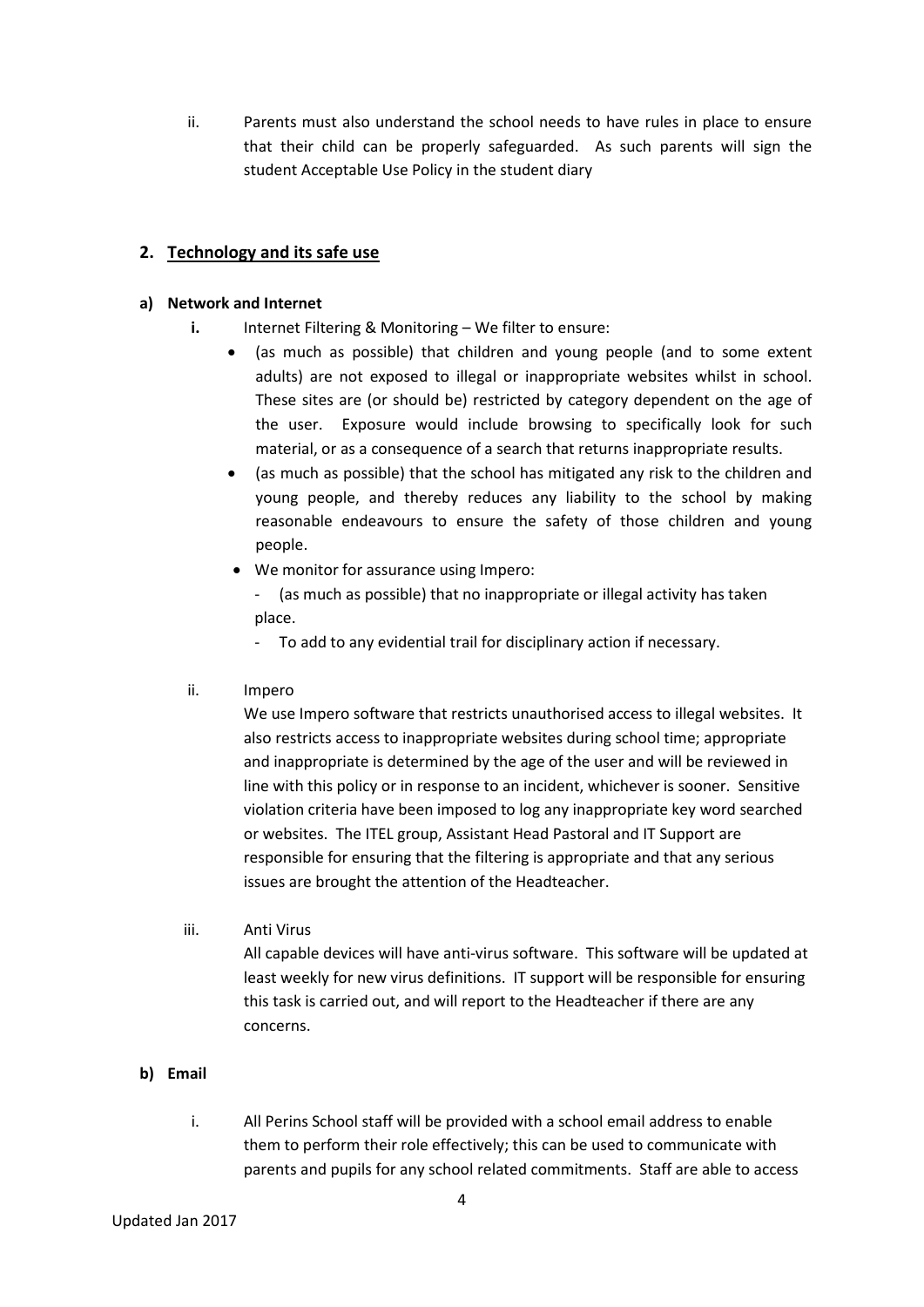ii. Parents must also understand the school needs to have rules in place to ensure that their child can be properly safeguarded. As such parents will sign the student Acceptable Use Policy in the student diary

## 2. Technology and its safe use

### a) Network and Internet

**i.** Internet Filtering & Monitoring – We filter to ensure:

- (as much as possible) that children and young people (and to some extent adults) are not exposed to illegal or inappropriate websites whilst in school. These sites are (or should be) restricted by category dependent on the age of the user. Exposure would include browsing to specifically look for such material, or as a consequence of a search that returns inappropriate results.
- (as much as possible) that the school has mitigated any risk to the children and young people, and thereby reduces any liability to the school by making reasonable endeavours to ensure the safety of those children and young people.
- We monitor for assurance using Impero:
  - (as much as possible) that no inappropriate or illegal activity has taken place.
  - To add to any evidential trail for disciplinary action if necessary.

ii. Impero

We use Impero software that restricts unauthorised access to illegal websites. It also restricts access to inappropriate websites during school time; appropriate and inappropriate is determined by the age of the user and will be reviewed in line with this policy or in response to an incident, whichever is sooner. Sensitive violation criteria have been imposed to log any inappropriate key word searched or websites. The ITEL group, Assistant Head Pastoral and IT Support are responsible for ensuring that the filtering is appropriate and that any serious issues are brought the attention of the Headteacher.

iii. Anti Virus

All capable devices will have anti-virus software. This software will be updated at least weekly for new virus definitions. IT support will be responsible for ensuring this task is carried out, and will report to the Headteacher if there are any concerns.

### b) Email

i. All Perins School staff will be provided with a school email address to enable them to perform their role effectively; this can be used to communicate with parents and pupils for any school related commitments. Staff are able to access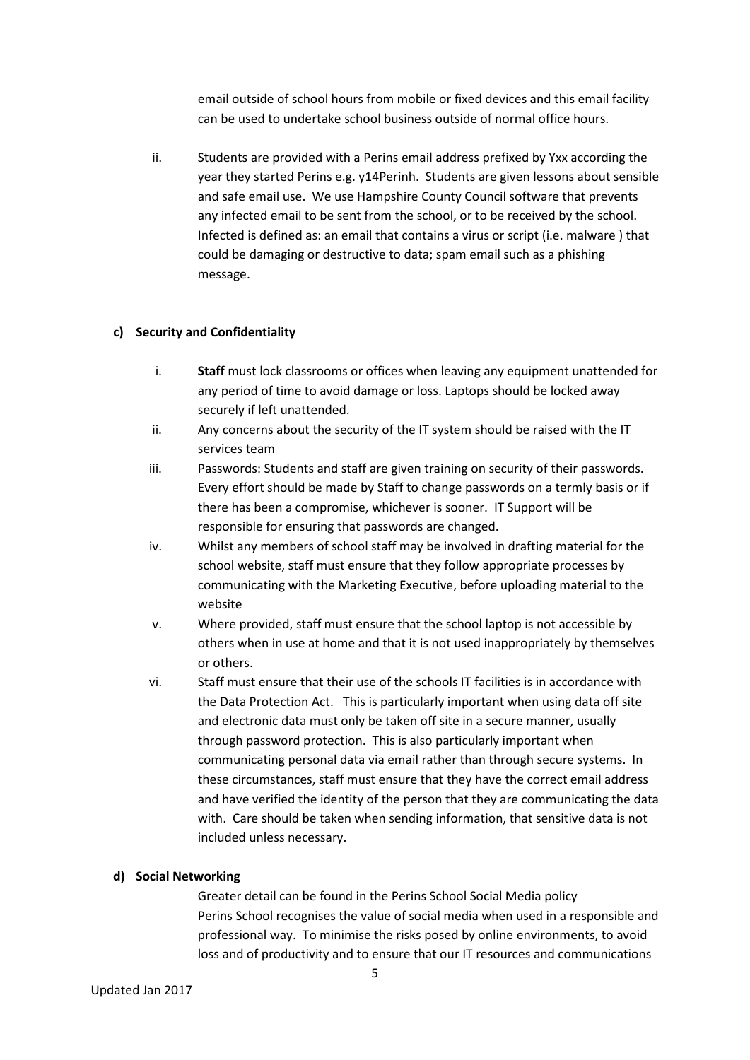email outside of school hours from mobile or fixed devices and this email facility can be used to undertake school business outside of normal office hours.

ii. Students are provided with a Perins email address prefixed by Yxx according the year they started Perins e.g. y14Perinh. Students are given lessons about sensible and safe email use. We use Hampshire County Council software that prevents any infected email to be sent from the school, or to be received by the school. Infected is defined as: an email that contains a virus or script (i.e. malware ) that could be damaging or destructive to data; spam email such as a phishing message.

**c) Security and Confidentiality**

i. **Staff** must lock classrooms or offices when leaving any equipment unattended for any period of time to avoid damage or loss. Laptops should be locked away securely if left unattended.

ii. Any concerns about the security of the IT system should be raised with the IT services team

iii. Passwords: Students and staff are given training on security of their passwords. Every effort should be made by Staff to change passwords on a termly basis or if there has been a compromise, whichever is sooner. IT Support will be responsible for ensuring that passwords are changed.

iv. Whilst any members of school staff may be involved in drafting material for the school website, staff must ensure that they follow appropriate processes by communicating with the Marketing Executive, before uploading material to the website

v. Where provided, staff must ensure that the school laptop is not accessible by others when in use at home and that it is not used inappropriately by themselves or others.

vi. Staff must ensure that their use of the schools IT facilities is in accordance with the Data Protection Act. This is particularly important when using data off site and electronic data must only be taken off site in a secure manner, usually through password protection. This is also particularly important when communicating personal data via email rather than through secure systems. In these circumstances, staff must ensure that they have the correct email address and have verified the identity of the person that they are communicating the data with. Care should be taken when sending information, that sensitive data is not included unless necessary.

**d) Social Networking**

Greater detail can be found in the Perins School Social Media policy
Perins School recognises the value of social media when used in a responsible and professional way. To minimise the risks posed by online environments, to avoid loss and of productivity and to ensure that our IT resources and communications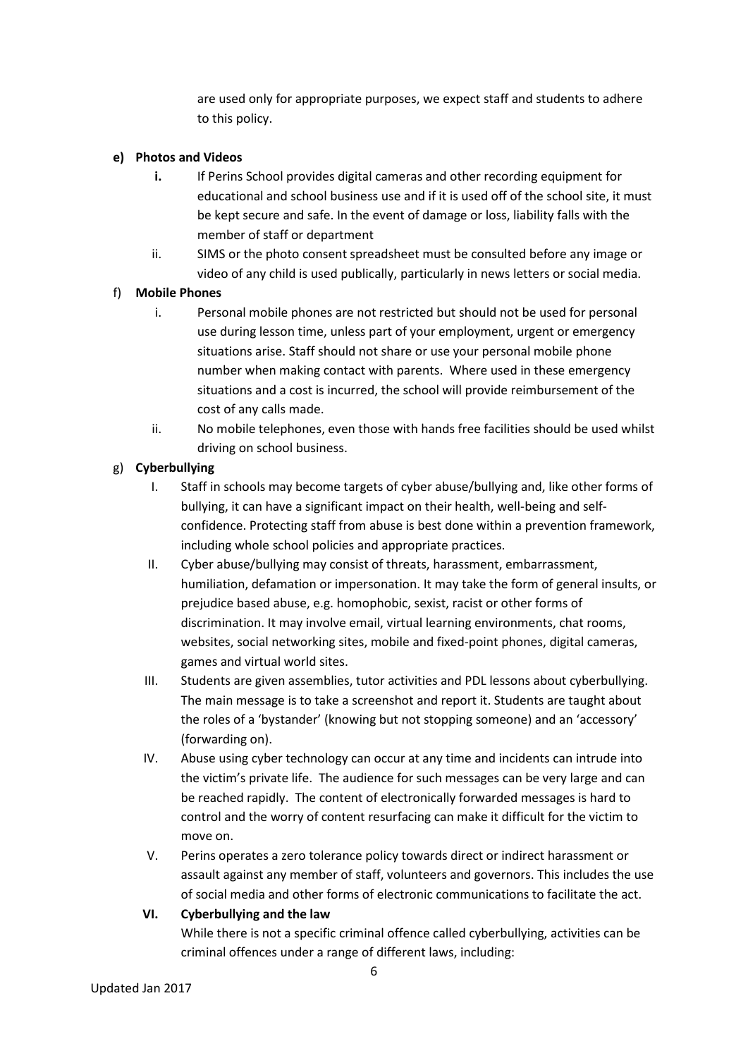are used only for appropriate purposes, we expect staff and students to adhere to this policy.

**e) Photos and Videos**

- **i.** If Perins School provides digital cameras and other recording equipment for educational and school business use and if it is used off of the school site, it must be kept secure and safe. In the event of damage or loss, liability falls with the member of staff or department
- ii. SIMS or the photo consent spreadsheet must be consulted before any image or video of any child is used publically, particularly in news letters or social media.

f) **Mobile Phones**

- i. Personal mobile phones are not restricted but should not be used for personal use during lesson time, unless part of your employment, urgent or emergency situations arise. Staff should not share or use your personal mobile phone number when making contact with parents. Where used in these emergency situations and a cost is incurred, the school will provide reimbursement of the cost of any calls made.
- ii. No mobile telephones, even those with hands free facilities should be used whilst driving on school business.

g) **Cyberbullying**

- I. Staff in schools may become targets of cyber abuse/bullying and, like other forms of bullying, it can have a significant impact on their health, well-being and self-confidence. Protecting staff from abuse is best done within a prevention framework, including whole school policies and appropriate practices.
- II. Cyber abuse/bullying may consist of threats, harassment, embarrassment, humiliation, defamation or impersonation. It may take the form of general insults, or prejudice based abuse, e.g. homophobic, sexist, racist or other forms of discrimination. It may involve email, virtual learning environments, chat rooms, websites, social networking sites, mobile and fixed-point phones, digital cameras, games and virtual world sites.
- III. Students are given assemblies, tutor activities and PDL lessons about cyberbullying. The main message is to take a screenshot and report it. Students are taught about the roles of a 'bystander' (knowing but not stopping someone) and an 'accessory' (forwarding on).
- IV. Abuse using cyber technology can occur at any time and incidents can intrude into the victim's private life. The audience for such messages can be very large and can be reached rapidly. The content of electronically forwarded messages is hard to control and the worry of content resurfacing can make it difficult for the victim to move on.
- V. Perins operates a zero tolerance policy towards direct or indirect harassment or assault against any member of staff, volunteers and governors. This includes the use of social media and other forms of electronic communications to facilitate the act.
- **VI. Cyberbullying and the law**

  While there is not a specific criminal offence called cyberbullying, activities can be criminal offences under a range of different laws, including: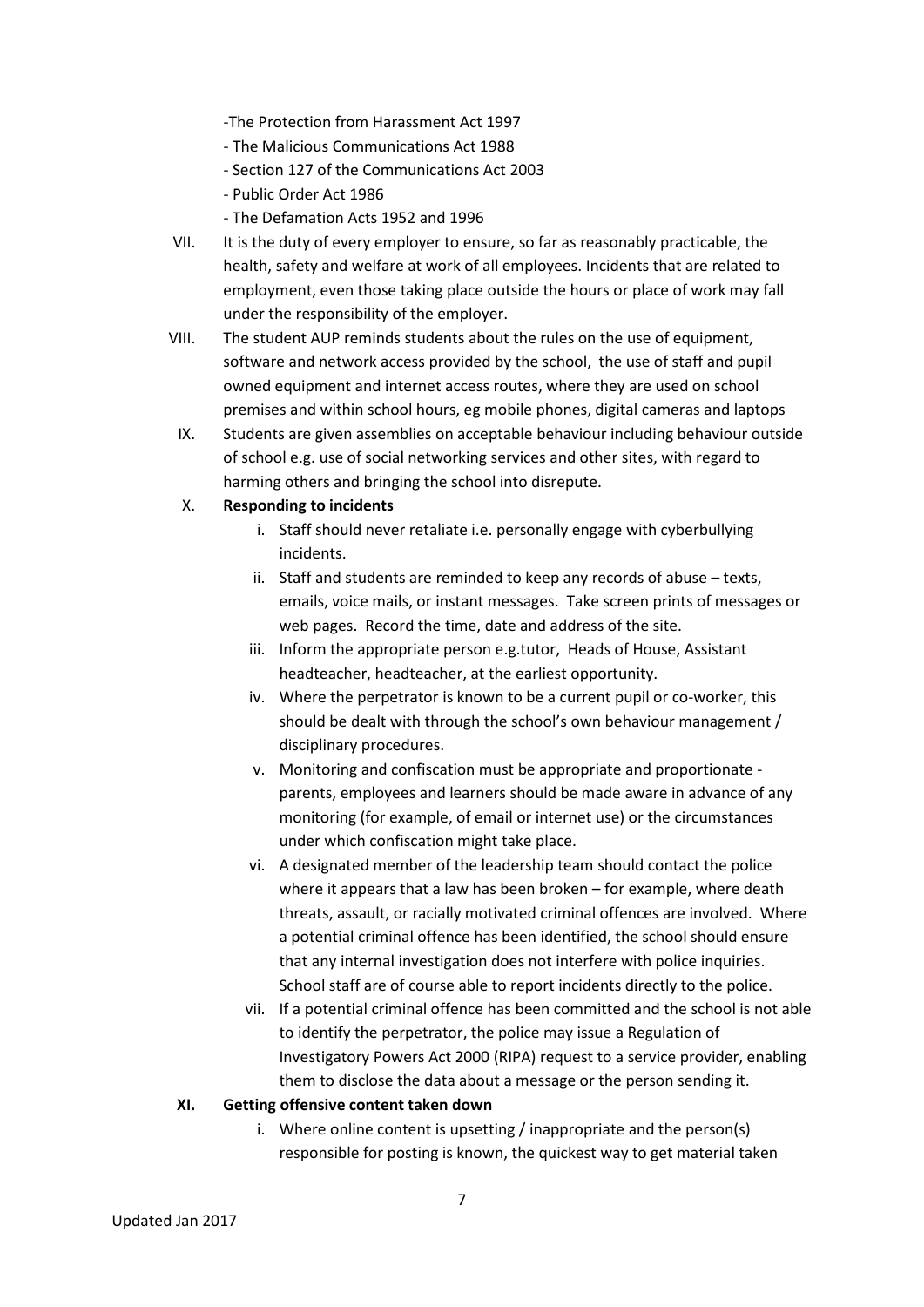-The Protection from Harassment Act 1997
- The Malicious Communications Act 1988
- Section 127 of the Communications Act 2003
- Public Order Act 1986
- The Defamation Acts 1952 and 1996

VII. It is the duty of every employer to ensure, so far as reasonably practicable, the health, safety and welfare at work of all employees. Incidents that are related to employment, even those taking place outside the hours or place of work may fall under the responsibility of the employer.

VIII. The student AUP reminds students about the rules on the use of equipment, software and network access provided by the school, the use of staff and pupil owned equipment and internet access routes, where they are used on school premises and within school hours, eg mobile phones, digital cameras and laptops

IX. Students are given assemblies on acceptable behaviour including behaviour outside of school e.g. use of social networking services and other sites, with regard to harming others and bringing the school into disrepute.

X. **Responding to incidents**

   i. Staff should never retaliate i.e. personally engage with cyberbullying incidents.
   ii. Staff and students are reminded to keep any records of abuse – texts, emails, voice mails, or instant messages. Take screen prints of messages or web pages. Record the time, date and address of the site.
   iii. Inform the appropriate person e.g.tutor, Heads of House, Assistant headteacher, headteacher, at the earliest opportunity.
   iv. Where the perpetrator is known to be a current pupil or co-worker, this should be dealt with through the school's own behaviour management / disciplinary procedures.
   v. Monitoring and confiscation must be appropriate and proportionate - parents, employees and learners should be made aware in advance of any monitoring (for example, of email or internet use) or the circumstances under which confiscation might take place.
   vi. A designated member of the leadership team should contact the police where it appears that a law has been broken – for example, where death threats, assault, or racially motivated criminal offences are involved. Where a potential criminal offence has been identified, the school should ensure that any internal investigation does not interfere with police inquiries. School staff are of course able to report incidents directly to the police.
   vii. If a potential criminal offence has been committed and the school is not able to identify the perpetrator, the police may issue a Regulation of Investigatory Powers Act 2000 (RIPA) request to a service provider, enabling them to disclose the data about a message or the person sending it.

**XI. Getting offensive content taken down**

   i. Where online content is upsetting / inappropriate and the person(s) responsible for posting is known, the quickest way to get material taken

Updated Jan 2017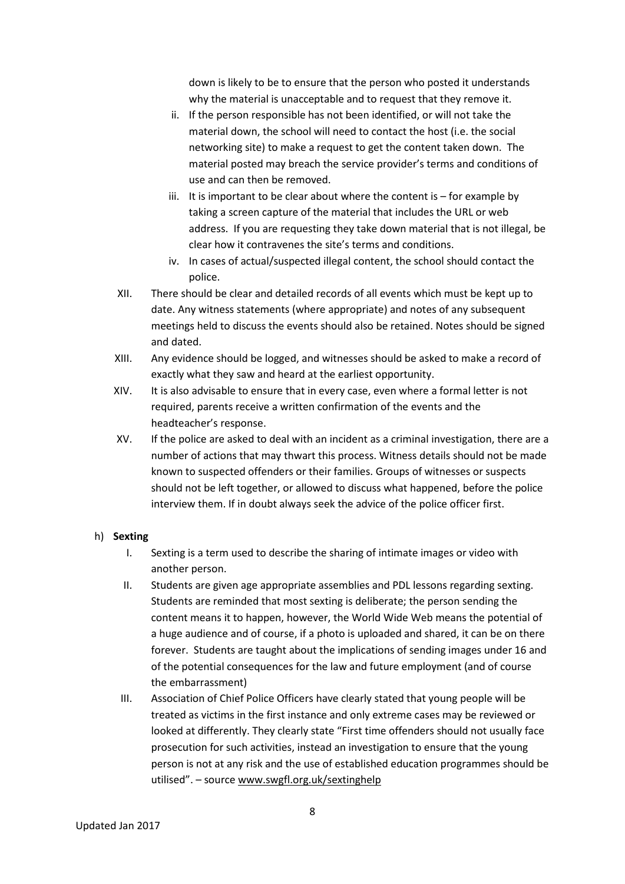down is likely to be to ensure that the person who posted it understands why the material is unacceptable and to request that they remove it.

   ii. If the person responsible has not been identified, or will not take the material down, the school will need to contact the host (i.e. the social networking site) to make a request to get the content taken down. The material posted may breach the service provider's terms and conditions of use and can then be removed.
   iii. It is important to be clear about where the content is – for example by taking a screen capture of the material that includes the URL or web address. If you are requesting they take down material that is not illegal, be clear how it contravenes the site's terms and conditions.
   iv. In cases of actual/suspected illegal content, the school should contact the police.

XII. There should be clear and detailed records of all events which must be kept up to date. Any witness statements (where appropriate) and notes of any subsequent meetings held to discuss the events should also be retained. Notes should be signed and dated.

XIII. Any evidence should be logged, and witnesses should be asked to make a record of exactly what they saw and heard at the earliest opportunity.

XIV. It is also advisable to ensure that in every case, even where a formal letter is not required, parents receive a written confirmation of the events and the headteacher's response.

XV. If the police are asked to deal with an incident as a criminal investigation, there are a number of actions that may thwart this process. Witness details should not be made known to suspected offenders or their families. Groups of witnesses or suspects should not be left together, or allowed to discuss what happened, before the police interview them. If in doubt always seek the advice of the police officer first.

h) **Sexting**

   I. Sexting is a term used to describe the sharing of intimate images or video with another person.
   II. Students are given age appropriate assemblies and PDL lessons regarding sexting. Students are reminded that most sexting is deliberate; the person sending the content means it to happen, however, the World Wide Web means the potential of a huge audience and of course, if a photo is uploaded and shared, it can be on there forever. Students are taught about the implications of sending images under 16 and of the potential consequences for the law and future employment (and of course the embarrassment)
   III. Association of Chief Police Officers have clearly stated that young people will be treated as victims in the first instance and only extreme cases may be reviewed or looked at differently. They clearly state "First time offenders should not usually face prosecution for such activities, instead an investigation to ensure that the young person is not at any risk and the use of established education programmes should be utilised". – source www.swgfl.org.uk/sextinghelp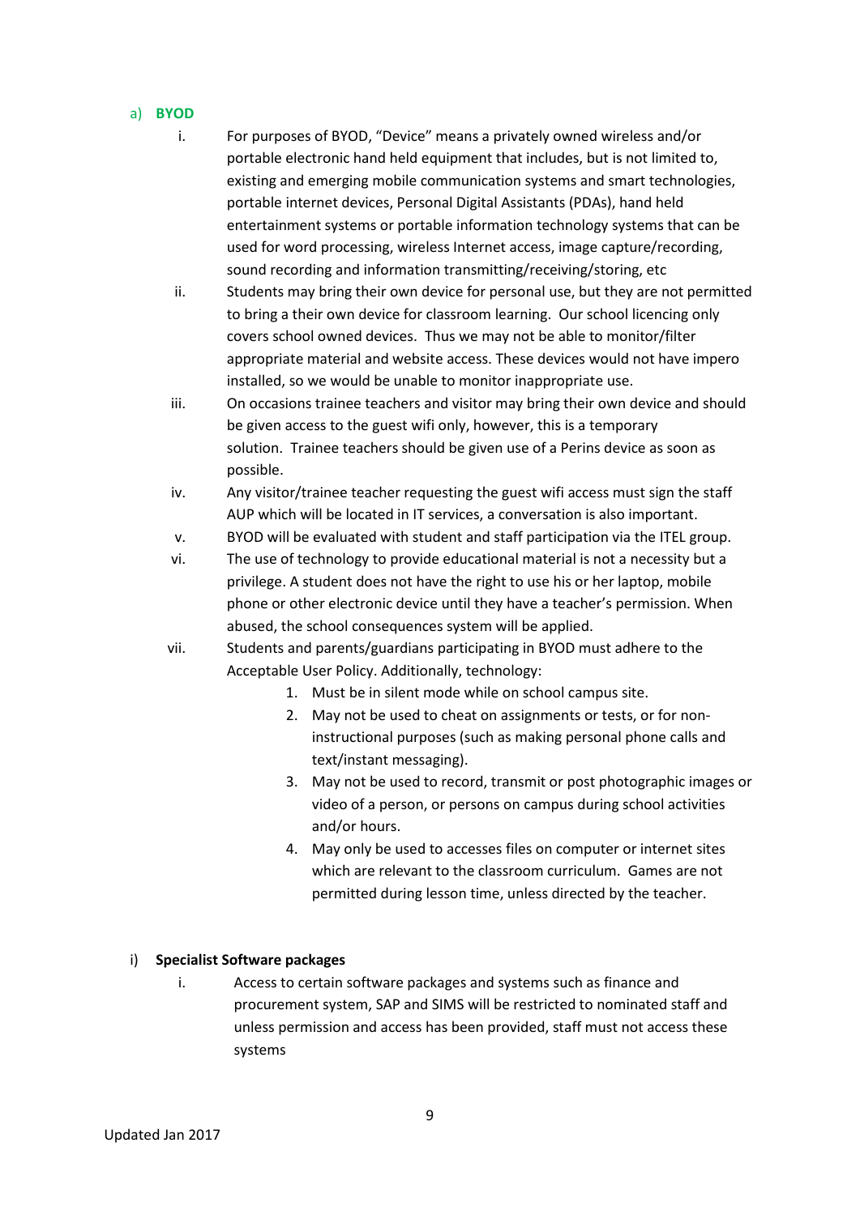a) **BYOD**

i. For purposes of BYOD, "Device" means a privately owned wireless and/or portable electronic hand held equipment that includes, but is not limited to, existing and emerging mobile communication systems and smart technologies, portable internet devices, Personal Digital Assistants (PDAs), hand held entertainment systems or portable information technology systems that can be used for word processing, wireless Internet access, image capture/recording, sound recording and information transmitting/receiving/storing, etc

ii. Students may bring their own device for personal use, but they are not permitted to bring a their own device for classroom learning. Our school licencing only covers school owned devices. Thus we may not be able to monitor/filter appropriate material and website access. These devices would not have impero installed, so we would be unable to monitor inappropriate use.

iii. On occasions trainee teachers and visitor may bring their own device and should be given access to the guest wifi only, however, this is a temporary solution. Trainee teachers should be given use of a Perins device as soon as possible.

iv. Any visitor/trainee teacher requesting the guest wifi access must sign the staff AUP which will be located in IT services, a conversation is also important.

v. BYOD will be evaluated with student and staff participation via the ITEL group.

vi. The use of technology to provide educational material is not a necessity but a privilege. A student does not have the right to use his or her laptop, mobile phone or other electronic device until they have a teacher's permission. When abused, the school consequences system will be applied.

vii. Students and parents/guardians participating in BYOD must adhere to the Acceptable User Policy. Additionally, technology:

   1. Must be in silent mode while on school campus site.
   2. May not be used to cheat on assignments or tests, or for non-instructional purposes (such as making personal phone calls and text/instant messaging).
   3. May not be used to record, transmit or post photographic images or video of a person, or persons on campus during school activities and/or hours.
   4. May only be used to accesses files on computer or internet sites which are relevant to the classroom curriculum. Games are not permitted during lesson time, unless directed by the teacher.

i) **Specialist Software packages**

i. Access to certain software packages and systems such as finance and procurement system, SAP and SIMS will be restricted to nominated staff and unless permission and access has been provided, staff must not access these systems

Updated Jan 2017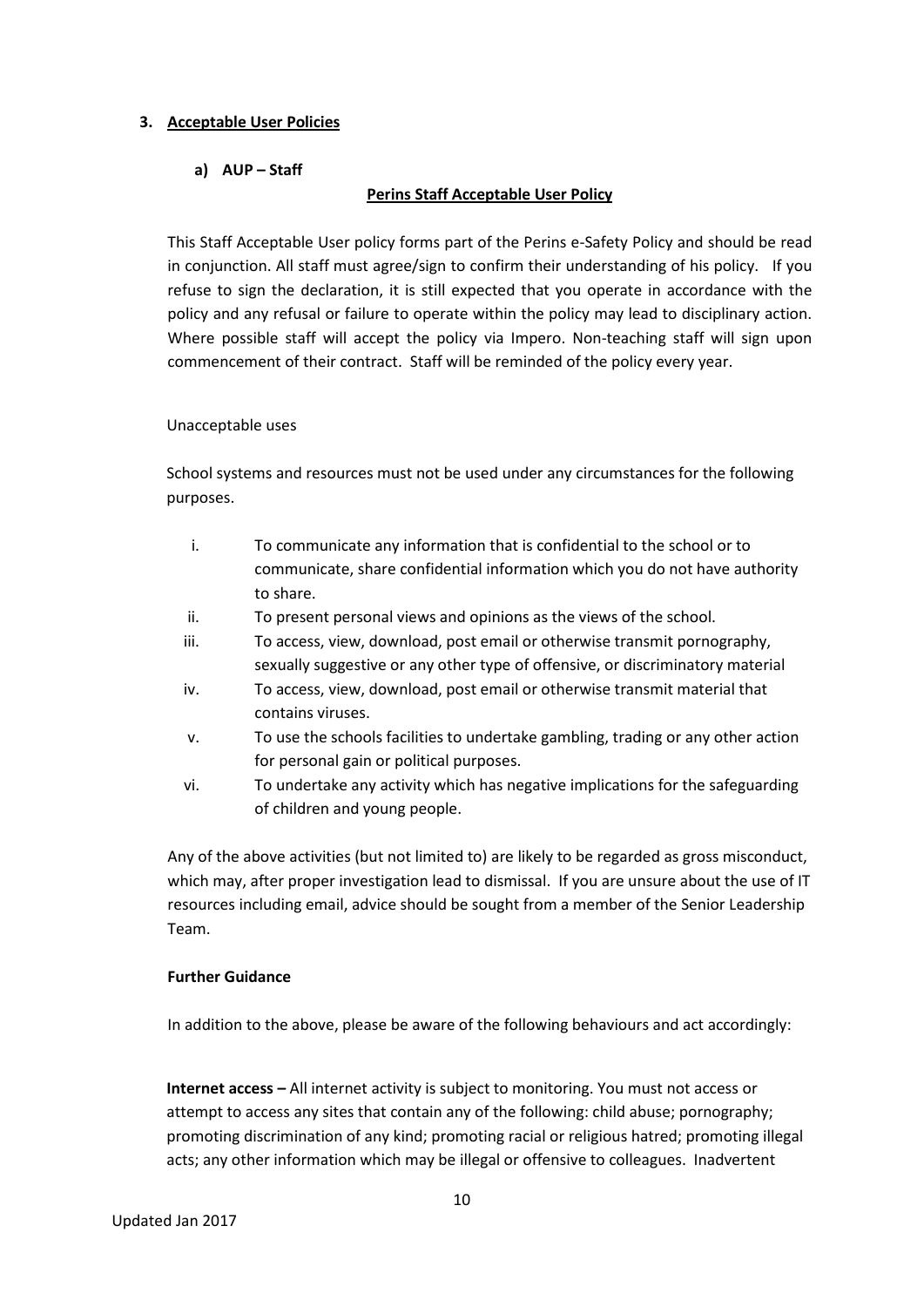## 3. Acceptable User Policies

### a) AUP – Staff

**Perins Staff Acceptable User Policy**

This Staff Acceptable User policy forms part of the Perins e-Safety Policy and should be read in conjunction. All staff must agree/sign to confirm their understanding of his policy. If you refuse to sign the declaration, it is still expected that you operate in accordance with the policy and any refusal or failure to operate within the policy may lead to disciplinary action. Where possible staff will accept the policy via Impero. Non-teaching staff will sign upon commencement of their contract. Staff will be reminded of the policy every year.

Unacceptable uses

School systems and resources must not be used under any circumstances for the following purposes.

i. To communicate any information that is confidential to the school or to communicate, share confidential information which you do not have authority to share.
ii. To present personal views and opinions as the views of the school.
iii. To access, view, download, post email or otherwise transmit pornography, sexually suggestive or any other type of offensive, or discriminatory material
iv. To access, view, download, post email or otherwise transmit material that contains viruses.
v. To use the schools facilities to undertake gambling, trading or any other action for personal gain or political purposes.
vi. To undertake any activity which has negative implications for the safeguarding of children and young people.

Any of the above activities (but not limited to) are likely to be regarded as gross misconduct, which may, after proper investigation lead to dismissal. If you are unsure about the use of IT resources including email, advice should be sought from a member of the Senior Leadership Team.

**Further Guidance**

In addition to the above, please be aware of the following behaviours and act accordingly:

**Internet access –** All internet activity is subject to monitoring. You must not access or attempt to access any sites that contain any of the following: child abuse; pornography; promoting discrimination of any kind; promoting racial or religious hatred; promoting illegal acts; any other information which may be illegal or offensive to colleagues. Inadvertent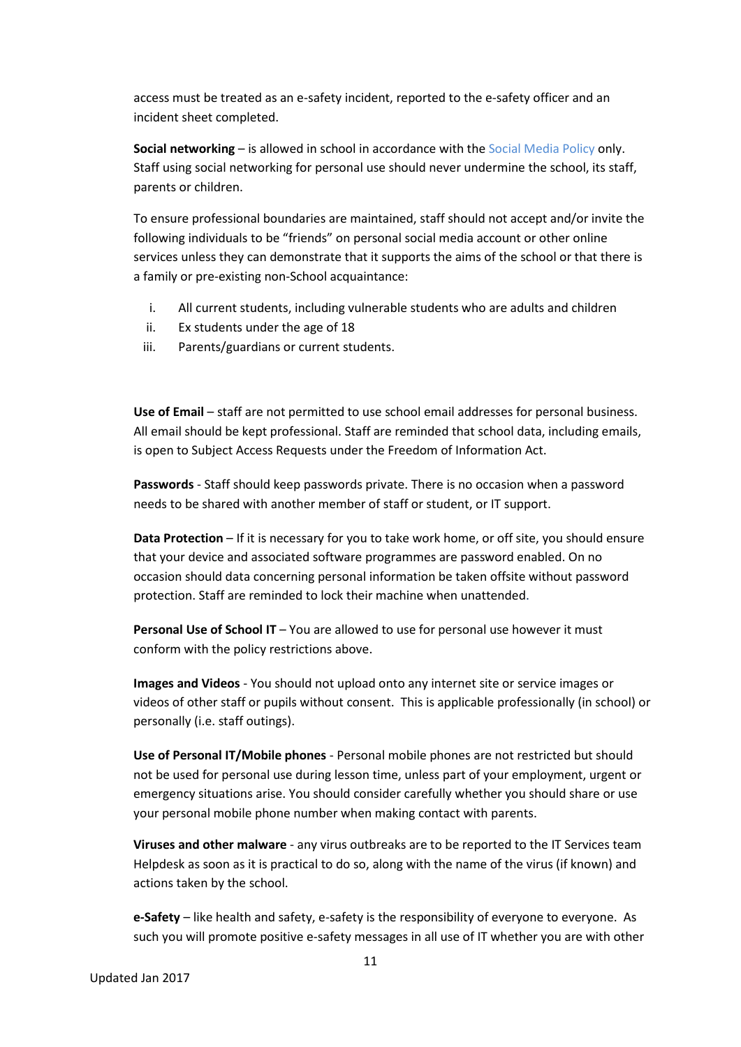access must be treated as an e-safety incident, reported to the e-safety officer and an incident sheet completed.

**Social networking** – is allowed in school in accordance with the Social Media Policy only. Staff using social networking for personal use should never undermine the school, its staff, parents or children.

To ensure professional boundaries are maintained, staff should not accept and/or invite the following individuals to be "friends" on personal social media account or other online services unless they can demonstrate that it supports the aims of the school or that there is a family or pre-existing non-School acquaintance:

i. All current students, including vulnerable students who are adults and children
ii. Ex students under the age of 18
iii. Parents/guardians or current students.

**Use of Email** – staff are not permitted to use school email addresses for personal business. All email should be kept professional. Staff are reminded that school data, including emails, is open to Subject Access Requests under the Freedom of Information Act.

**Passwords** - Staff should keep passwords private. There is no occasion when a password needs to be shared with another member of staff or student, or IT support.

**Data Protection** – If it is necessary for you to take work home, or off site, you should ensure that your device and associated software programmes are password enabled. On no occasion should data concerning personal information be taken offsite without password protection. Staff are reminded to lock their machine when unattended.

**Personal Use of School IT** – You are allowed to use for personal use however it must conform with the policy restrictions above.

**Images and Videos** - You should not upload onto any internet site or service images or videos of other staff or pupils without consent. This is applicable professionally (in school) or personally (i.e. staff outings).

**Use of Personal IT/Mobile phones** - Personal mobile phones are not restricted but should not be used for personal use during lesson time, unless part of your employment, urgent or emergency situations arise. You should consider carefully whether you should share or use your personal mobile phone number when making contact with parents.

**Viruses and other malware** - any virus outbreaks are to be reported to the IT Services team Helpdesk as soon as it is practical to do so, along with the name of the virus (if known) and actions taken by the school.

**e-Safety** – like health and safety, e-safety is the responsibility of everyone to everyone. As such you will promote positive e-safety messages in all use of IT whether you are with other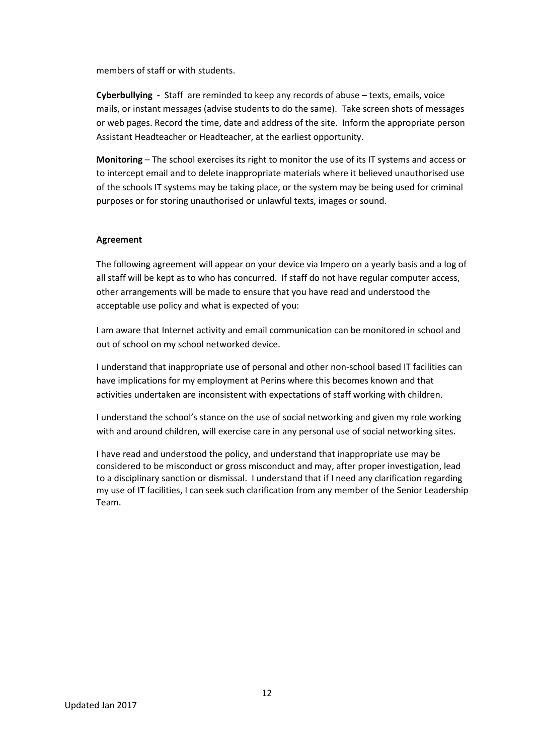members of staff or with students.

**Cyberbullying -** Staff are reminded to keep any records of abuse – texts, emails, voice mails, or instant messages (advise students to do the same). Take screen shots of messages or web pages. Record the time, date and address of the site. Inform the appropriate person Assistant Headteacher or Headteacher, at the earliest opportunity.

**Monitoring** – The school exercises its right to monitor the use of its IT systems and access or to intercept email and to delete inappropriate materials where it believed unauthorised use of the schools IT systems may be taking place, or the system may be being used for criminal purposes or for storing unauthorised or unlawful texts, images or sound.

**Agreement**

The following agreement will appear on your device via Impero on a yearly basis and a log of all staff will be kept as to who has concurred. If staff do not have regular computer access, other arrangements will be made to ensure that you have read and understood the acceptable use policy and what is expected of you:

I am aware that Internet activity and email communication can be monitored in school and out of school on my school networked device.

I understand that inappropriate use of personal and other non-school based IT facilities can have implications for my employment at Perins where this becomes known and that activities undertaken are inconsistent with expectations of staff working with children.

I understand the school's stance on the use of social networking and given my role working with and around children, will exercise care in any personal use of social networking sites.

I have read and understood the policy, and understand that inappropriate use may be considered to be misconduct or gross misconduct and may, after proper investigation, lead to a disciplinary sanction or dismissal. I understand that if I need any clarification regarding my use of IT facilities, I can seek such clarification from any member of the Senior Leadership Team.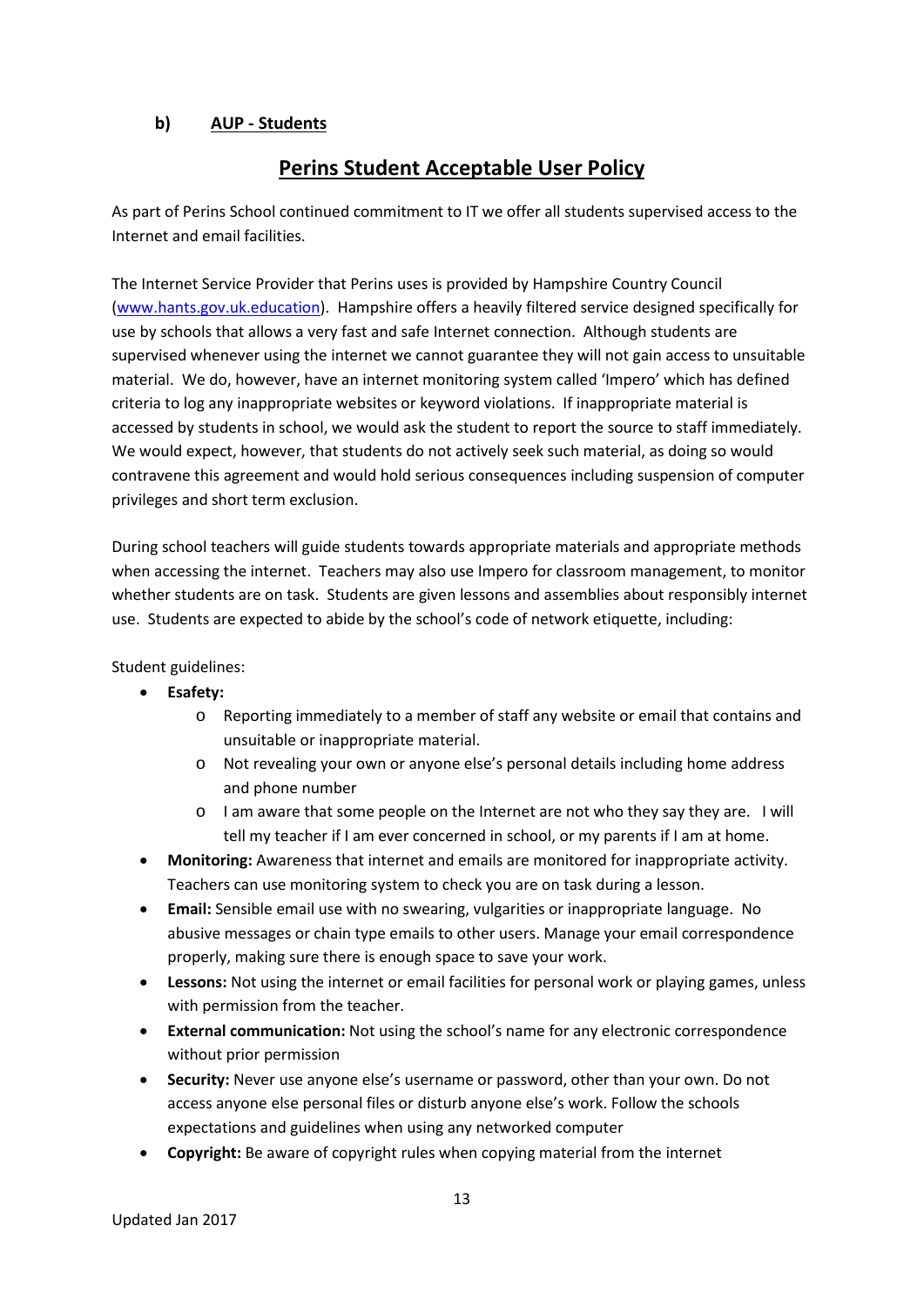## b) AUP - Students

# Perins Student Acceptable User Policy

As part of Perins School continued commitment to IT we offer all students supervised access to the Internet and email facilities.

The Internet Service Provider that Perins uses is provided by Hampshire Country Council ([www.hants.gov.uk.education](www.hants.gov.uk.education)). Hampshire offers a heavily filtered service designed specifically for use by schools that allows a very fast and safe Internet connection. Although students are supervised whenever using the internet we cannot guarantee they will not gain access to unsuitable material. We do, however, have an internet monitoring system called 'Impero' which has defined criteria to log any inappropriate websites or keyword violations. If inappropriate material is accessed by students in school, we would ask the student to report the source to staff immediately. We would expect, however, that students do not actively seek such material, as doing so would contravene this agreement and would hold serious consequences including suspension of computer privileges and short term exclusion.

During school teachers will guide students towards appropriate materials and appropriate methods when accessing the internet. Teachers may also use Impero for classroom management, to monitor whether students are on task. Students are given lessons and assemblies about responsibly internet use. Students are expected to abide by the school's code of network etiquette, including:

Student guidelines:

- **Esafety:**
  - Reporting immediately to a member of staff any website or email that contains and unsuitable or inappropriate material.
  - Not revealing your own or anyone else's personal details including home address and phone number
  - I am aware that some people on the Internet are not who they say they are. I will tell my teacher if I am ever concerned in school, or my parents if I am at home.
- **Monitoring:** Awareness that internet and emails are monitored for inappropriate activity. Teachers can use monitoring system to check you are on task during a lesson.
- **Email:** Sensible email use with no swearing, vulgarities or inappropriate language. No abusive messages or chain type emails to other users. Manage your email correspondence properly, making sure there is enough space to save your work.
- **Lessons:** Not using the internet or email facilities for personal work or playing games, unless with permission from the teacher.
- **External communication:** Not using the school's name for any electronic correspondence without prior permission
- **Security:** Never use anyone else's username or password, other than your own. Do not access anyone else personal files or disturb anyone else's work. Follow the schools expectations and guidelines when using any networked computer
- **Copyright:** Be aware of copyright rules when copying material from the internet

Updated Jan 2017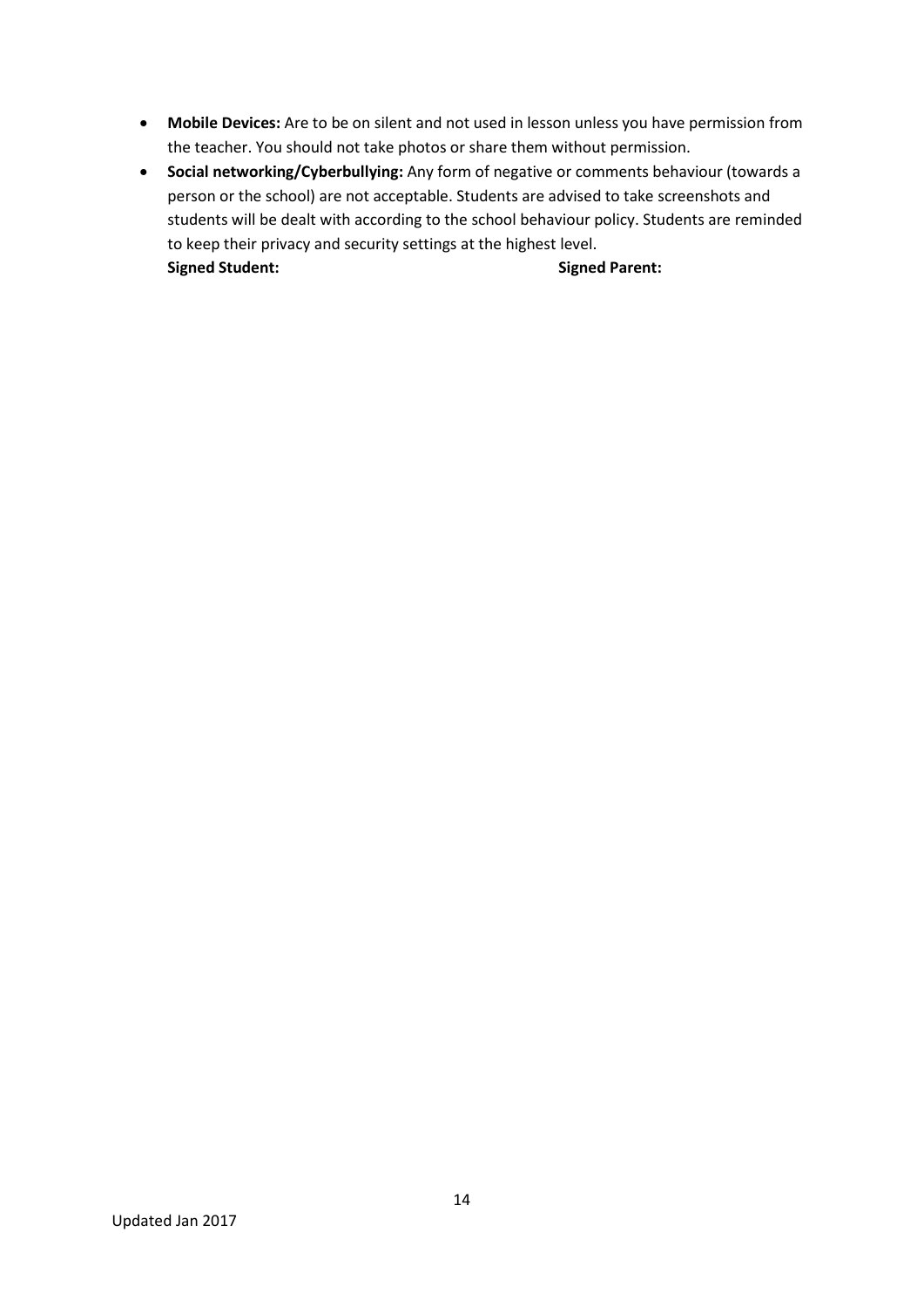- **Mobile Devices:** Are to be on silent and not used in lesson unless you have permission from the teacher. You should not take photos or share them without permission.
- **Social networking/Cyberbullying:** Any form of negative or comments behaviour (towards a person or the school) are not acceptable. Students are advised to take screenshots and students will be dealt with according to the school behaviour policy. Students are reminded to keep their privacy and security settings at the highest level.

  **Signed Student:** **Signed Parent:**

Updated Jan 2017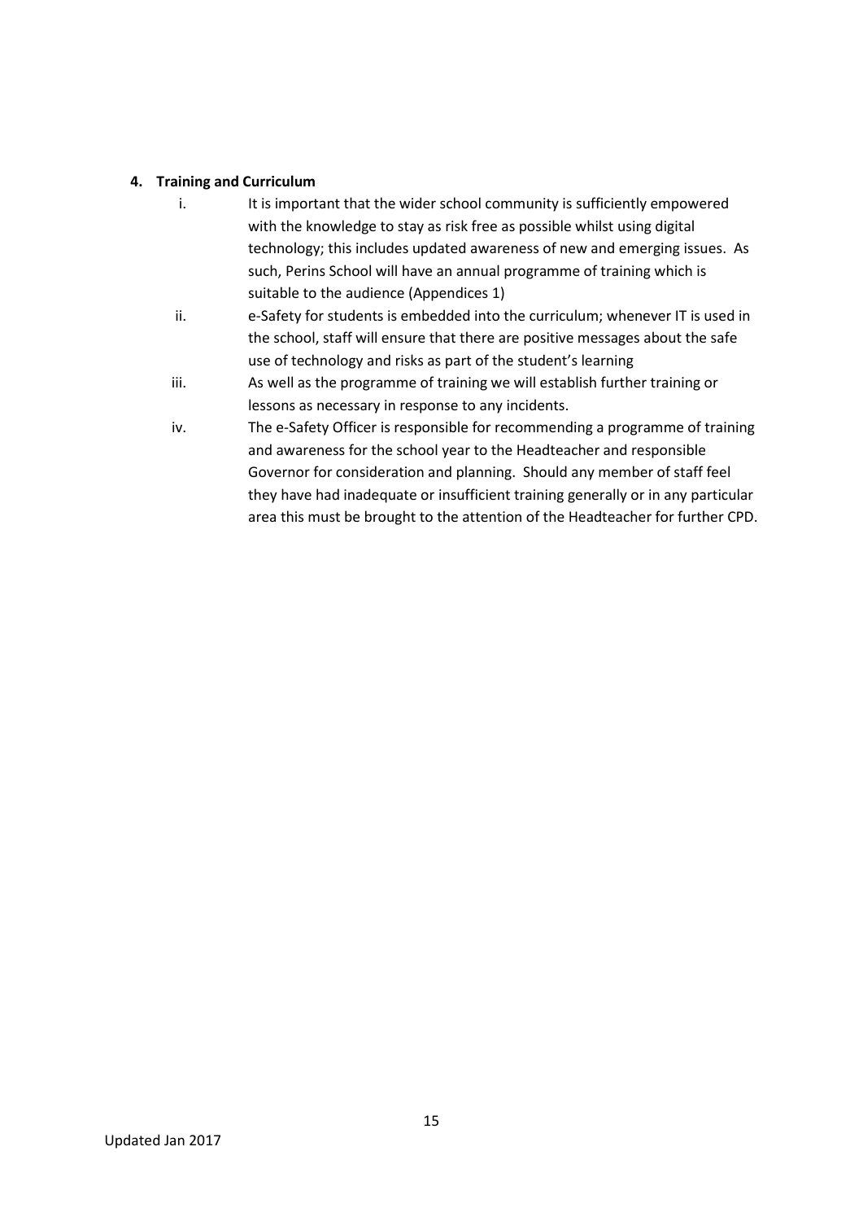**4. Training and Curriculum**

i. It is important that the wider school community is sufficiently empowered with the knowledge to stay as risk free as possible whilst using digital technology; this includes updated awareness of new and emerging issues. As such, Perins School will have an annual programme of training which is suitable to the audience (Appendices 1)

ii. e-Safety for students is embedded into the curriculum; whenever IT is used in the school, staff will ensure that there are positive messages about the safe use of technology and risks as part of the student's learning

iii. As well as the programme of training we will establish further training or lessons as necessary in response to any incidents.

iv. The e-Safety Officer is responsible for recommending a programme of training and awareness for the school year to the Headteacher and responsible Governor for consideration and planning. Should any member of staff feel they have had inadequate or insufficient training generally or in any particular area this must be brought to the attention of the Headteacher for further CPD.

Updated Jan 2017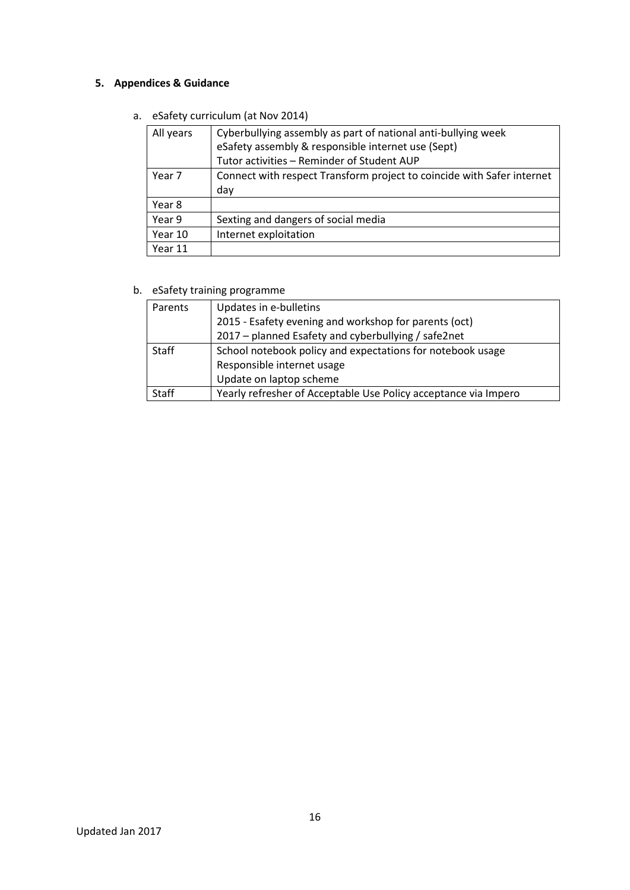## 5. Appendices & Guidance

a. eSafety curriculum (at Nov 2014)

| | |
|---|---|
| All years | Cyberbullying assembly as part of national anti-bullying week<br>eSafety assembly & responsible internet use (Sept)<br>Tutor activities – Reminder of Student AUP |
| Year 7 | Connect with respect Transform project to coincide with Safer internet day |
| Year 8 | |
| Year 9 | Sexting and dangers of social media |
| Year 10 | Internet exploitation |
| Year 11 | |

b. eSafety training programme

| | |
|---|---|
| Parents | Updates in e-bulletins<br>2015 - Esafety evening and workshop for parents (oct)<br>2017 – planned Esafety and cyberbullying / safe2net |
| Staff | School notebook policy and expectations for notebook usage<br>Responsible internet usage<br>Update on laptop scheme |
| Staff | Yearly refresher of Acceptable Use Policy acceptance via Impero |

Updated Jan 2017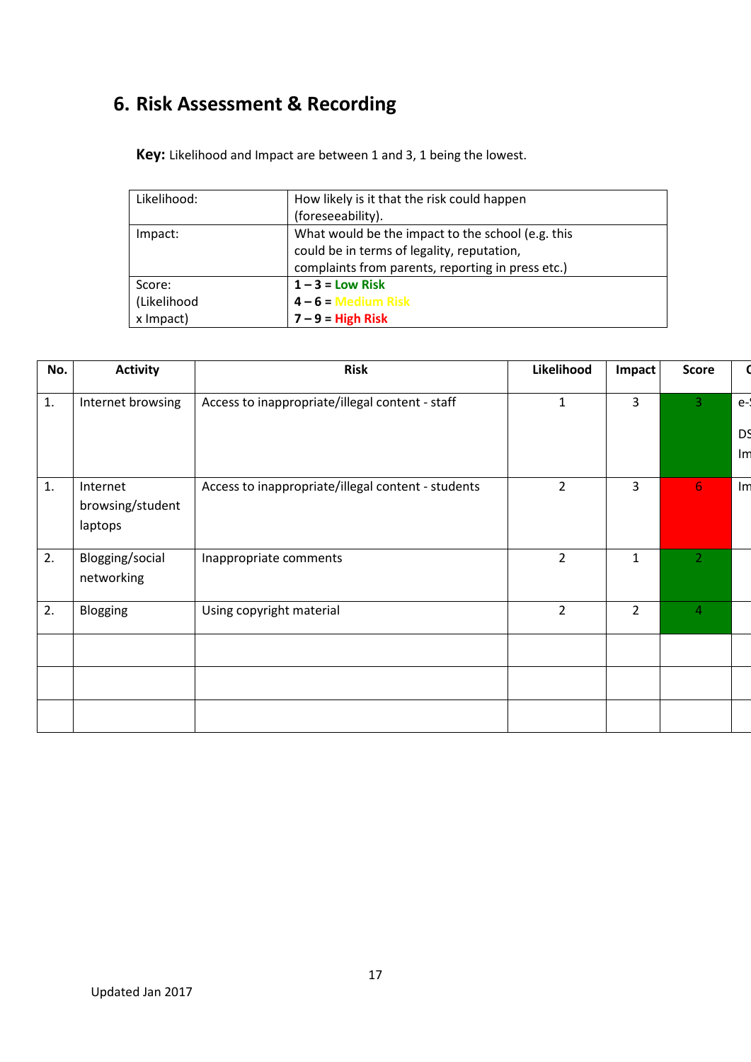## 6. Risk Assessment & Recording

**Key:** Likelihood and Impact are between 1 and 3, 1 being the lowest.

| | |
|---|---|
| Likelihood: | How likely is it that the risk could happen (foreseeability). |
| Impact: | What would be the impact to the school (e.g. this could be in terms of legality, reputation, complaints from parents, reporting in press etc.) |
| Score: (Likelihood x Impact) | **1 – 3 = Low Risk**<br>**4 – 6 = Medium Risk**<br>**7 – 9 = High Risk** |

| No. | Activity | Risk | Likelihood | Impact | Score | C |
|---|---|---|---|---|---|---|
| 1. | Internet browsing | Access to inappropriate/illegal content - staff | 1 | 3 | 3 | e-<br>DS<br>Im |
| 1. | Internet browsing/student laptops | Access to inappropriate/illegal content - students | 2 | 3 | 6 | Im |
| 2. | Blogging/social networking | Inappropriate comments | 2 | 1 | 2 | |
| 2. | Blogging | Using copyright material | 2 | 2 | 4 | |
| | | | | | | |
| | | | | | | |
| | | | | | | |

Updated Jan 2017